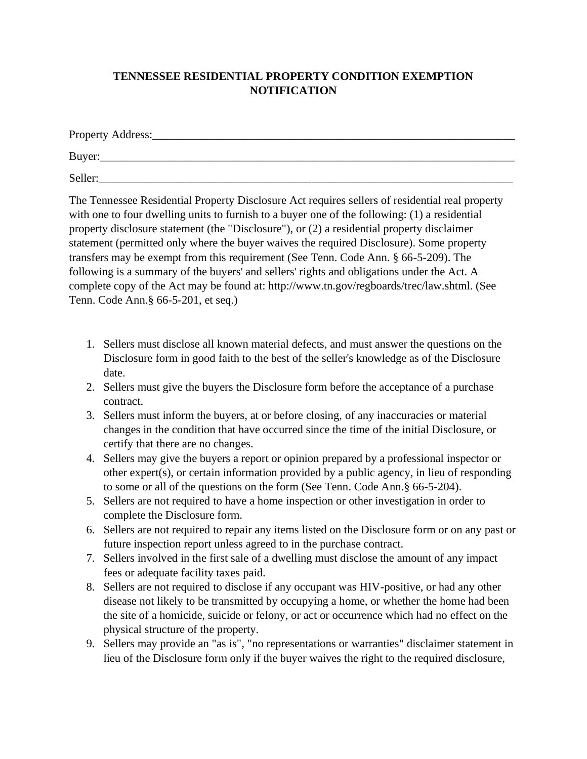# TENNESSEE RESIDENTIAL PROPERTY CONDITION EXEMPTION NOTIFICATION

Property Address:_________________________________________________________________

Buyer:___________________________________________________________________________

Seller:__________________________________________________________________________

The Tennessee Residential Property Disclosure Act requires sellers of residential real property with one to four dwelling units to furnish to a buyer one of the following: (1) a residential property disclosure statement (the "Disclosure"), or (2) a residential property disclaimer statement (permitted only where the buyer waives the required Disclosure). Some property transfers may be exempt from this requirement (See Tenn. Code Ann. § 66-5-209). The following is a summary of the buyers' and sellers' rights and obligations under the Act. A complete copy of the Act may be found at: http://www.tn.gov/regboards/trec/law.shtml. (See Tenn. Code Ann.§ 66-5-201, et seq.)

1. Sellers must disclose all known material defects, and must answer the questions on the Disclosure form in good faith to the best of the seller's knowledge as of the Disclosure date.
2. Sellers must give the buyers the Disclosure form before the acceptance of a purchase contract.
3. Sellers must inform the buyers, at or before closing, of any inaccuracies or material changes in the condition that have occurred since the time of the initial Disclosure, or certify that there are no changes.
4. Sellers may give the buyers a report or opinion prepared by a professional inspector or other expert(s), or certain information provided by a public agency, in lieu of responding to some or all of the questions on the form (See Tenn. Code Ann.§ 66-5-204).
5. Sellers are not required to have a home inspection or other investigation in order to complete the Disclosure form.
6. Sellers are not required to repair any items listed on the Disclosure form or on any past or future inspection report unless agreed to in the purchase contract.
7. Sellers involved in the first sale of a dwelling must disclose the amount of any impact fees or adequate facility taxes paid.
8. Sellers are not required to disclose if any occupant was HIV-positive, or had any other disease not likely to be transmitted by occupying a home, or whether the home had been the site of a homicide, suicide or felony, or act or occurrence which had no effect on the physical structure of the property.
9. Sellers may provide an "as is", "no representations or warranties" disclaimer statement in lieu of the Disclosure form only if the buyer waives the right to the required disclosure,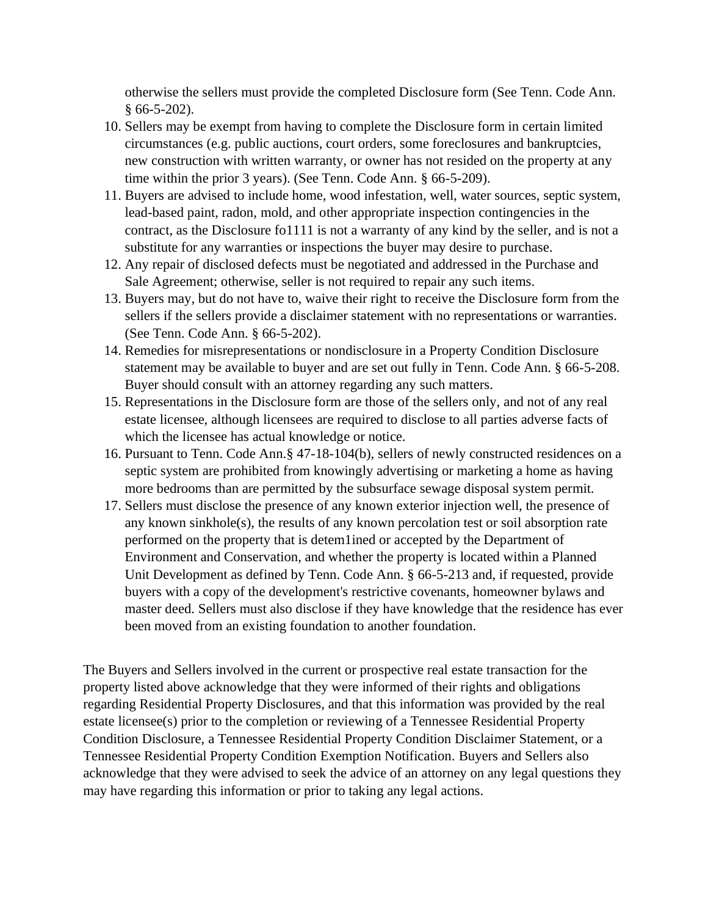otherwise the sellers must provide the completed Disclosure form (See Tenn. Code Ann. § 66-5-202).

10. Sellers may be exempt from having to complete the Disclosure form in certain limited circumstances (e.g. public auctions, court orders, some foreclosures and bankruptcies, new construction with written warranty, or owner has not resided on the property at any time within the prior 3 years). (See Tenn. Code Ann. § 66-5-209).
11. Buyers are advised to include home, wood infestation, well, water sources, septic system, lead-based paint, radon, mold, and other appropriate inspection contingencies in the contract, as the Disclosure fo1111 is not a warranty of any kind by the seller, and is not a substitute for any warranties or inspections the buyer may desire to purchase.
12. Any repair of disclosed defects must be negotiated and addressed in the Purchase and Sale Agreement; otherwise, seller is not required to repair any such items.
13. Buyers may, but do not have to, waive their right to receive the Disclosure form from the sellers if the sellers provide a disclaimer statement with no representations or warranties. (See Tenn. Code Ann. § 66-5-202).
14. Remedies for misrepresentations or nondisclosure in a Property Condition Disclosure statement may be available to buyer and are set out fully in Tenn. Code Ann. § 66-5-208. Buyer should consult with an attorney regarding any such matters.
15. Representations in the Disclosure form are those of the sellers only, and not of any real estate licensee, although licensees are required to disclose to all parties adverse facts of which the licensee has actual knowledge or notice.
16. Pursuant to Tenn. Code Ann.§ 47-18-104(b), sellers of newly constructed residences on a septic system are prohibited from knowingly advertising or marketing a home as having more bedrooms than are permitted by the subsurface sewage disposal system permit.
17. Sellers must disclose the presence of any known exterior injection well, the presence of any known sinkhole(s), the results of any known percolation test or soil absorption rate performed on the property that is detem1ined or accepted by the Department of Environment and Conservation, and whether the property is located within a Planned Unit Development as defined by Tenn. Code Ann. § 66-5-213 and, if requested, provide buyers with a copy of the development's restrictive covenants, homeowner bylaws and master deed. Sellers must also disclose if they have knowledge that the residence has ever been moved from an existing foundation to another foundation.

The Buyers and Sellers involved in the current or prospective real estate transaction for the property listed above acknowledge that they were informed of their rights and obligations regarding Residential Property Disclosures, and that this information was provided by the real estate licensee(s) prior to the completion or reviewing of a Tennessee Residential Property Condition Disclosure, a Tennessee Residential Property Condition Disclaimer Statement, or a Tennessee Residential Property Condition Exemption Notification. Buyers and Sellers also acknowledge that they were advised to seek the advice of an attorney on any legal questions they may have regarding this information or prior to taking any legal actions.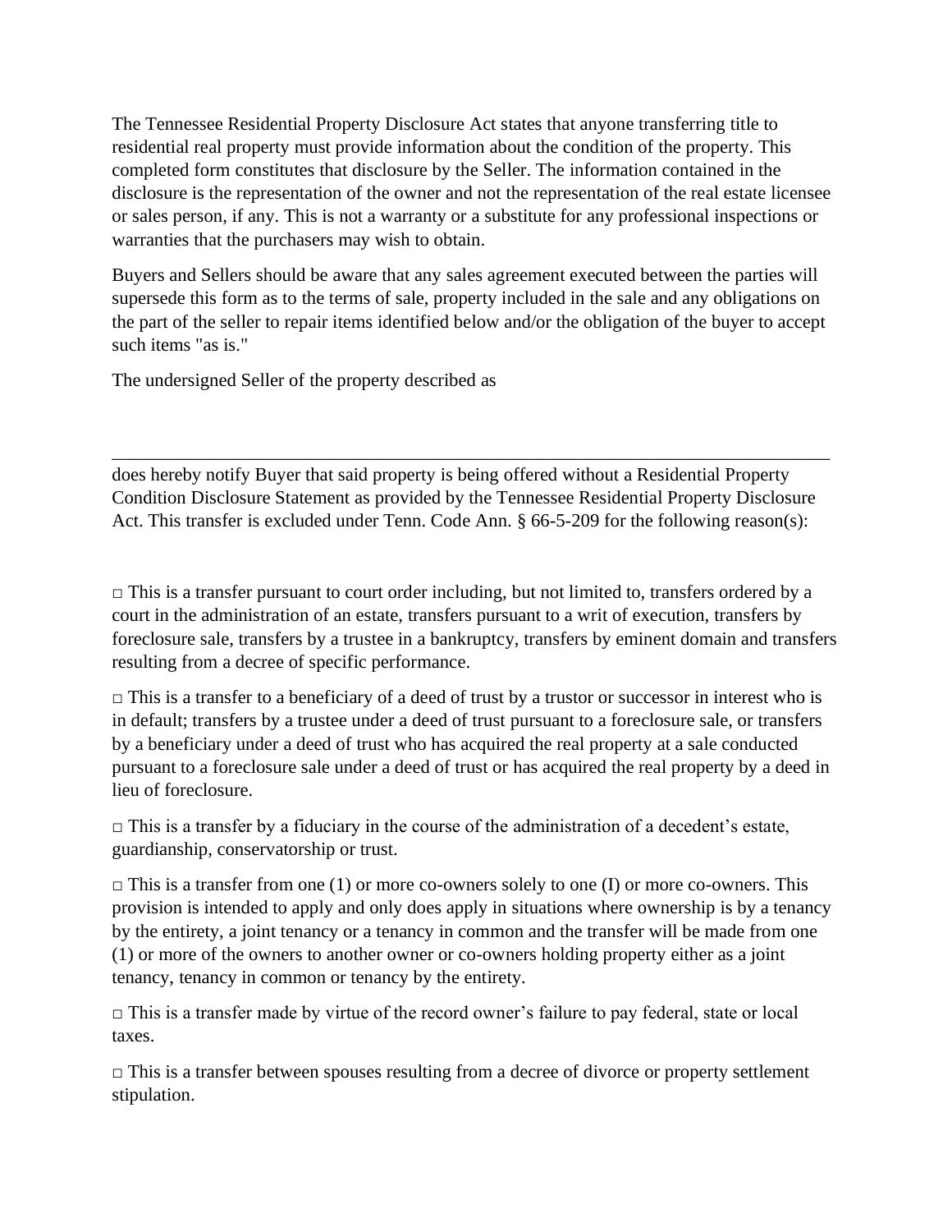The Tennessee Residential Property Disclosure Act states that anyone transferring title to residential real property must provide information about the condition of the property. This completed form constitutes that disclosure by the Seller. The information contained in the disclosure is the representation of the owner and not the representation of the real estate licensee or sales person, if any. This is not a warranty or a substitute for any professional inspections or warranties that the purchasers may wish to obtain.

Buyers and Sellers should be aware that any sales agreement executed between the parties will supersede this form as to the terms of sale, property included in the sale and any obligations on the part of the seller to repair items identified below and/or the obligation of the buyer to accept such items "as is."

The undersigned Seller of the property described as

\_\_\_\_\_\_\_\_\_\_\_\_\_\_\_\_\_\_\_\_\_\_\_\_\_\_\_\_\_\_\_\_\_\_\_\_\_\_\_\_\_\_\_\_\_\_\_\_\_\_\_\_\_\_\_\_\_\_\_\_\_\_\_\_\_\_\_\_\_\_\_\_\_\_\_\_

does hereby notify Buyer that said property is being offered without a Residential Property Condition Disclosure Statement as provided by the Tennessee Residential Property Disclosure Act. This transfer is excluded under Tenn. Code Ann. § 66-5-209 for the following reason(s):

□ This is a transfer pursuant to court order including, but not limited to, transfers ordered by a court in the administration of an estate, transfers pursuant to a writ of execution, transfers by foreclosure sale, transfers by a trustee in a bankruptcy, transfers by eminent domain and transfers resulting from a decree of specific performance.

□ This is a transfer to a beneficiary of a deed of trust by a trustor or successor in interest who is in default; transfers by a trustee under a deed of trust pursuant to a foreclosure sale, or transfers by a beneficiary under a deed of trust who has acquired the real property at a sale conducted pursuant to a foreclosure sale under a deed of trust or has acquired the real property by a deed in lieu of foreclosure.

□ This is a transfer by a fiduciary in the course of the administration of a decedent's estate, guardianship, conservatorship or trust.

□ This is a transfer from one (1) or more co-owners solely to one (I) or more co-owners. This provision is intended to apply and only does apply in situations where ownership is by a tenancy by the entirety, a joint tenancy or a tenancy in common and the transfer will be made from one (1) or more of the owners to another owner or co-owners holding property either as a joint tenancy, tenancy in common or tenancy by the entirety.

□ This is a transfer made by virtue of the record owner's failure to pay federal, state or local taxes.

□ This is a transfer between spouses resulting from a decree of divorce or property settlement stipulation.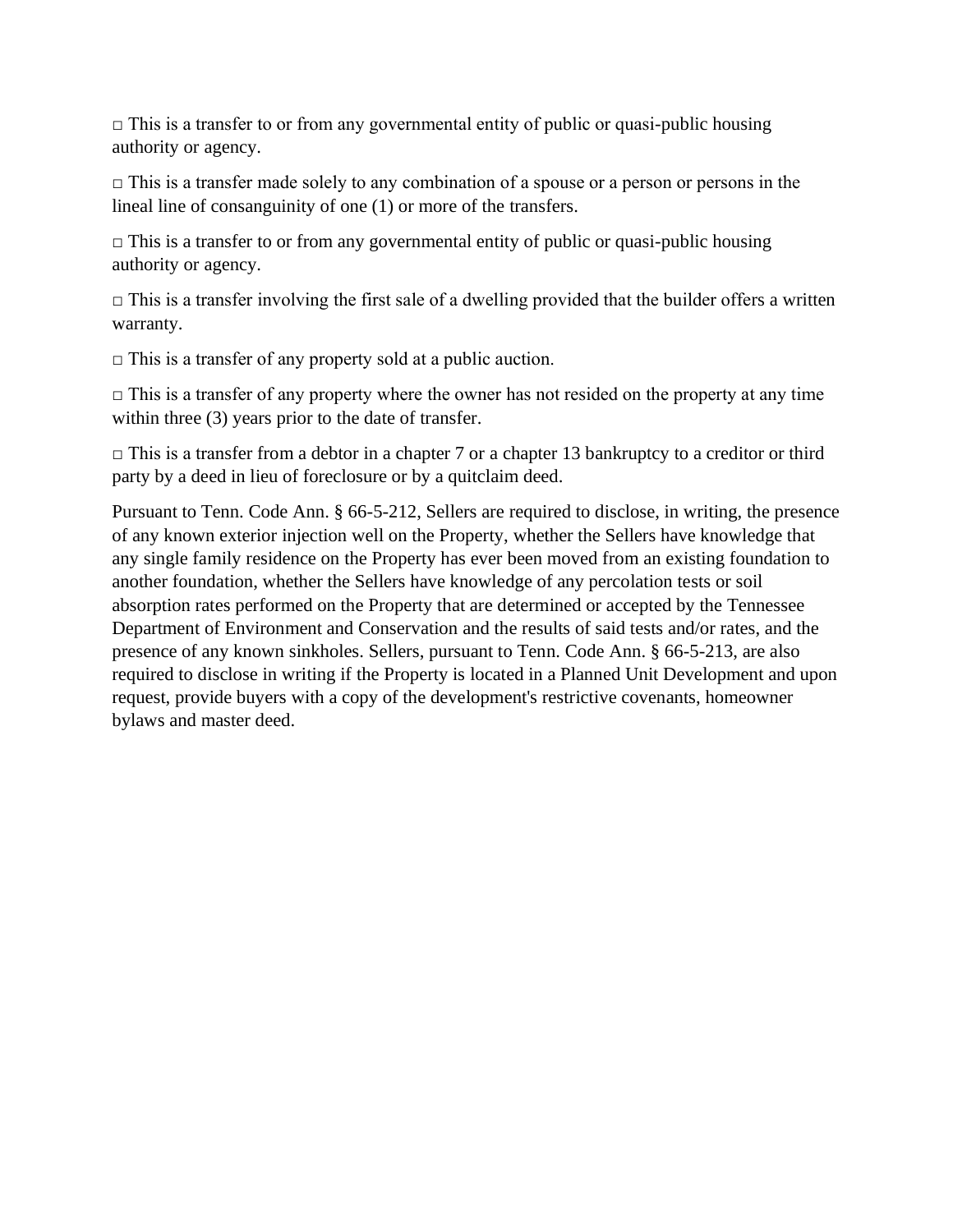□ This is a transfer to or from any governmental entity of public or quasi-public housing authority or agency.

□ This is a transfer made solely to any combination of a spouse or a person or persons in the lineal line of consanguinity of one (1) or more of the transfers.

□ This is a transfer to or from any governmental entity of public or quasi-public housing authority or agency.

□ This is a transfer involving the first sale of a dwelling provided that the builder offers a written warranty.

□ This is a transfer of any property sold at a public auction.

□ This is a transfer of any property where the owner has not resided on the property at any time within three (3) years prior to the date of transfer.

□ This is a transfer from a debtor in a chapter 7 or a chapter 13 bankruptcy to a creditor or third party by a deed in lieu of foreclosure or by a quitclaim deed.

Pursuant to Tenn. Code Ann. § 66-5-212, Sellers are required to disclose, in writing, the presence of any known exterior injection well on the Property, whether the Sellers have knowledge that any single family residence on the Property has ever been moved from an existing foundation to another foundation, whether the Sellers have knowledge of any percolation tests or soil absorption rates performed on the Property that are determined or accepted by the Tennessee Department of Environment and Conservation and the results of said tests and/or rates, and the presence of any known sinkholes. Sellers, pursuant to Tenn. Code Ann. § 66-5-213, are also required to disclose in writing if the Property is located in a Planned Unit Development and upon request, provide buyers with a copy of the development's restrictive covenants, homeowner bylaws and master deed.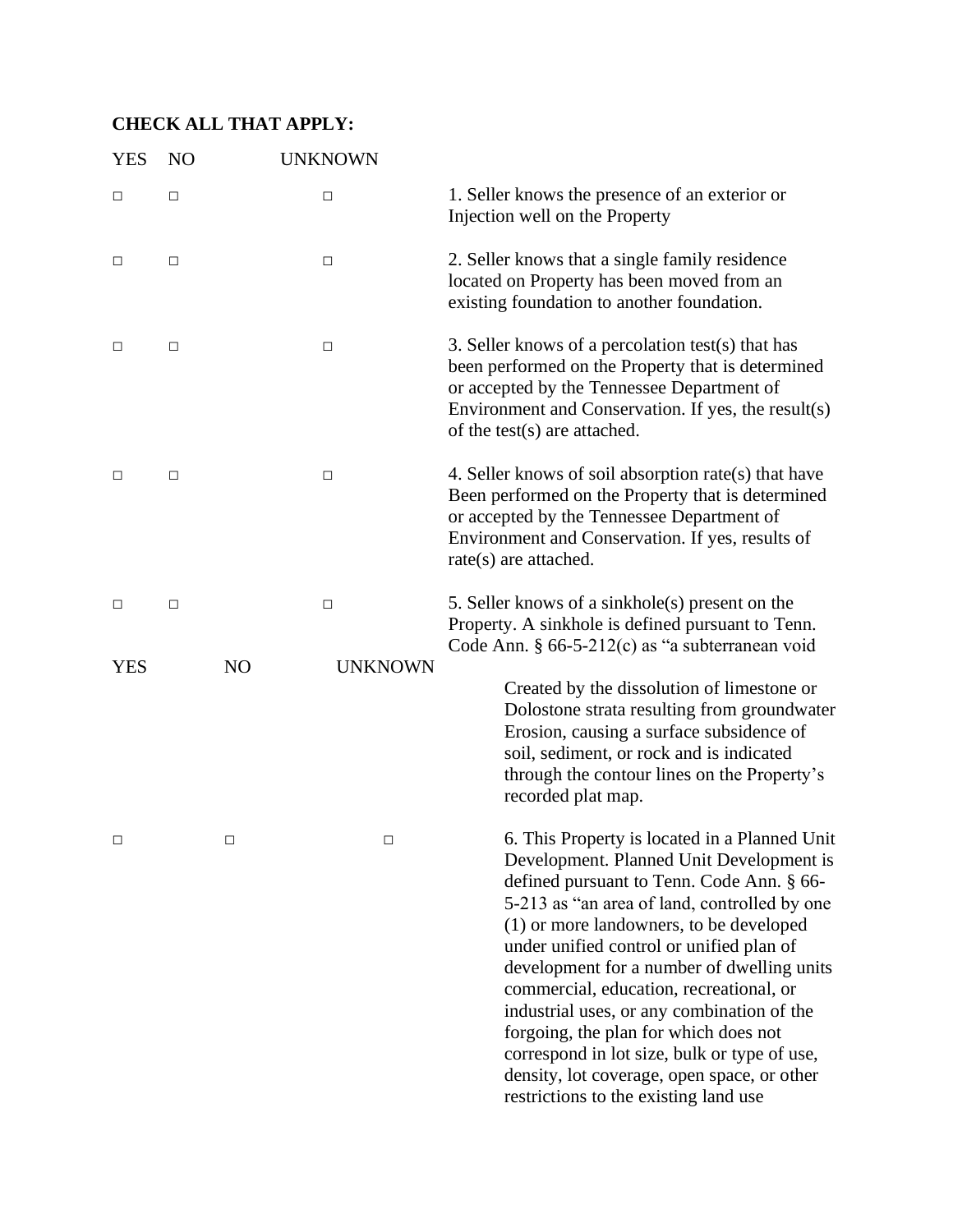**CHECK ALL THAT APPLY:**

| YES | NO | UNKNOWN | |
|---|---|---|---|
| □ | □ | □ | 1. Seller knows the presence of an exterior or Injection well on the Property |
| □ | □ | □ | 2. Seller knows that a single family residence located on Property has been moved from an existing foundation to another foundation. |
| □ | □ | □ | 3. Seller knows of a percolation test(s) that has been performed on the Property that is determined or accepted by the Tennessee Department of Environment and Conservation. If yes, the result(s) of the test(s) are attached. |
| □ | □ | □ | 4. Seller knows of soil absorption rate(s) that have Been performed on the Property that is determined or accepted by the Tennessee Department of Environment and Conservation. If yes, results of rate(s) are attached. |
| □ | □ | □ | 5. Seller knows of a sinkhole(s) present on the Property. A sinkhole is defined pursuant to Tenn. Code Ann. § 66-5-212(c) as "a subterranean void |

| YES | NO | UNKNOWN | |
|---|---|---|---|
| | | | Created by the dissolution of limestone or Dolostone strata resulting from groundwater Erosion, causing a surface subsidence of soil, sediment, or rock and is indicated through the contour lines on the Property's recorded plat map. |
| □ | □ | □ | 6. This Property is located in a Planned Unit Development. Planned Unit Development is defined pursuant to Tenn. Code Ann. § 66-5-213 as "an area of land, controlled by one (1) or more landowners, to be developed under unified control or unified plan of development for a number of dwelling units commercial, education, recreational, or industrial uses, or any combination of the forgoing, the plan for which does not correspond in lot size, bulk or type of use, density, lot coverage, open space, or other restrictions to the existing land use |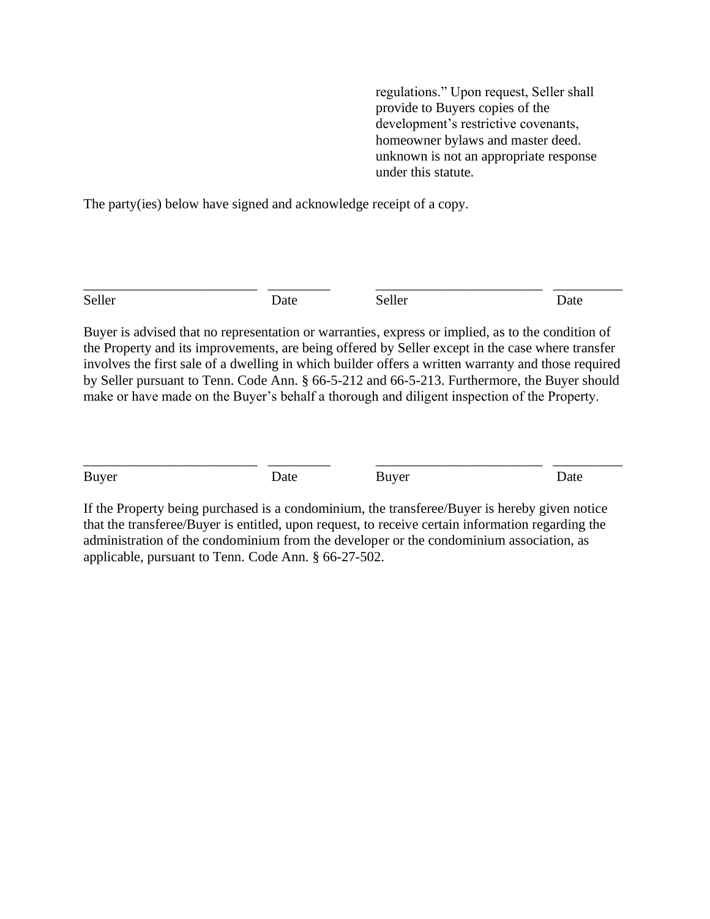regulations." Upon request, Seller shall provide to Buyers copies of the development's restrictive covenants, homeowner bylaws and master deed. unknown is not an appropriate response under this statute.

The party(ies) below have signed and acknowledge receipt of a copy.

| | | | |
|---|---|---|---|
| ________________________ | _________ | ________________________ | __________ |
| Seller | Date | Seller | Date |

Buyer is advised that no representation or warranties, express or implied, as to the condition of the Property and its improvements, are being offered by Seller except in the case where transfer involves the first sale of a dwelling in which builder offers a written warranty and those required by Seller pursuant to Tenn. Code Ann. § 66-5-212 and 66-5-213. Furthermore, the Buyer should make or have made on the Buyer's behalf a thorough and diligent inspection of the Property.

| | | | |
|---|---|---|---|
| ________________________ | _________ | ________________________ | __________ |
| Buyer | Date | Buyer | Date |

If the Property being purchased is a condominium, the transferee/Buyer is hereby given notice that the transferee/Buyer is entitled, upon request, to receive certain information regarding the administration of the condominium from the developer or the condominium association, as applicable, pursuant to Tenn. Code Ann. § 66-27-502.